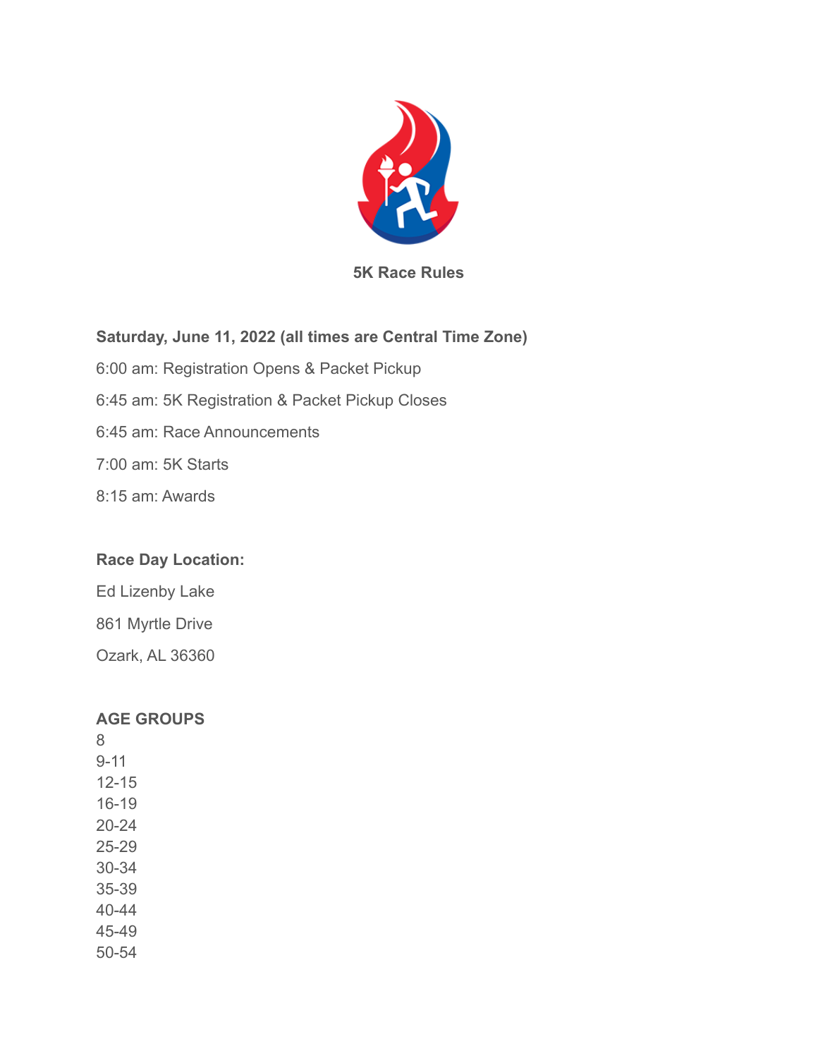# 5K Race Rules

**Saturday, June 11, 2022 (all times are Central Time Zone)**

6:00 am: Registration Opens & Packet Pickup

6:45 am: 5K Registration & Packet Pickup Closes

6:45 am: Race Announcements

7:00 am: 5K Starts

8:15 am: Awards

**Race Day Location:**

Ed Lizenby Lake

861 Myrtle Drive

Ozark, AL 36360

**AGE GROUPS**

8
9-11
12-15
16-19
20-24
25-29
30-34
35-39
40-44
45-49
50-54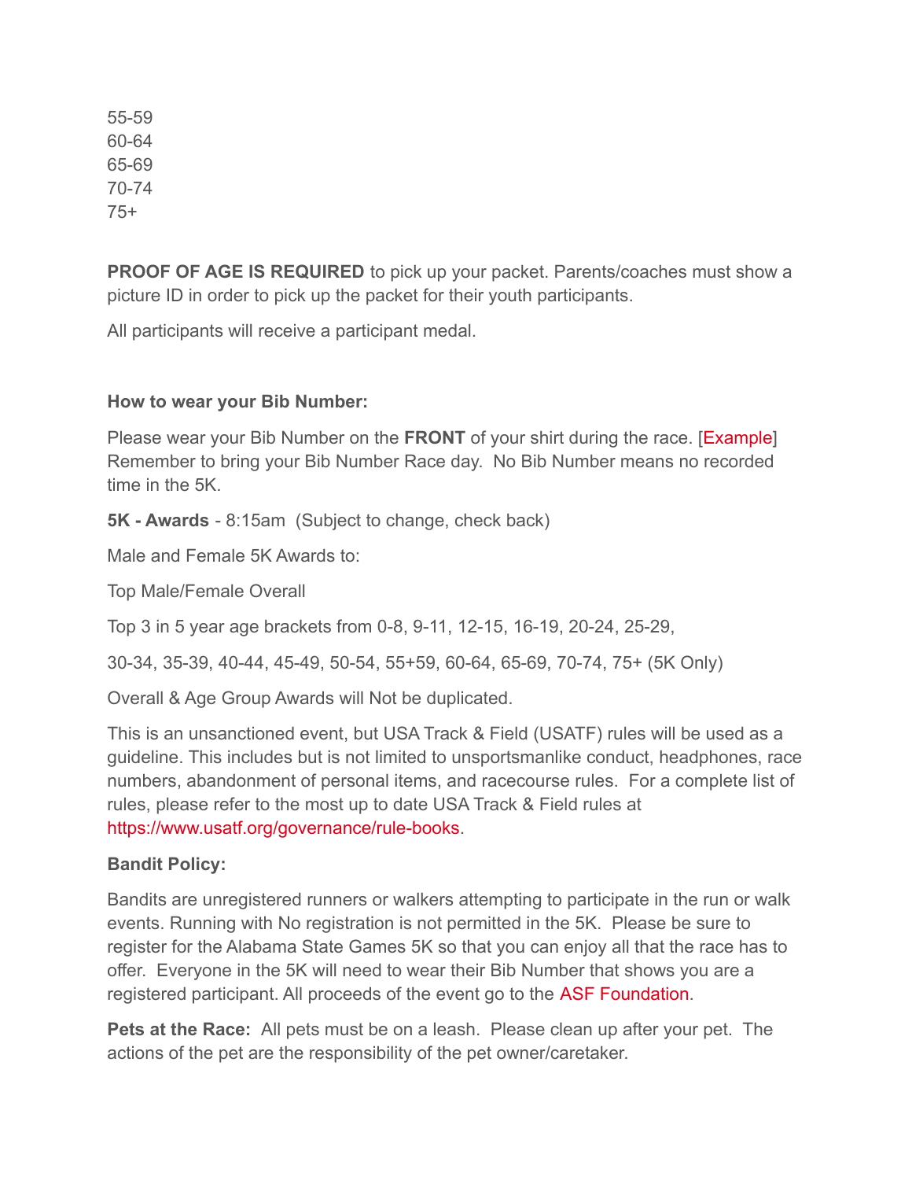55-59
60-64
65-69
70-74
75+

**PROOF OF AGE IS REQUIRED** to pick up your packet. Parents/coaches must show a picture ID in order to pick up the packet for their youth participants.

All participants will receive a participant medal.

**How to wear your Bib Number:**

Please wear your Bib Number on the **FRONT** of your shirt during the race. [Example] Remember to bring your Bib Number Race day. No Bib Number means no recorded time in the 5K.

**5K - Awards** - 8:15am (Subject to change, check back)

Male and Female 5K Awards to:

Top Male/Female Overall

Top 3 in 5 year age brackets from 0-8, 9-11, 12-15, 16-19, 20-24, 25-29,

30-34, 35-39, 40-44, 45-49, 50-54, 55+59, 60-64, 65-69, 70-74, 75+ (5K Only)

Overall & Age Group Awards will Not be duplicated.

This is an unsanctioned event, but USA Track & Field (USATF) rules will be used as a guideline. This includes but is not limited to unsportsmanlike conduct, headphones, race numbers, abandonment of personal items, and racecourse rules. For a complete list of rules, please refer to the most up to date USA Track & Field rules at https://www.usatf.org/governance/rule-books.

**Bandit Policy:**

Bandits are unregistered runners or walkers attempting to participate in the run or walk events. Running with No registration is not permitted in the 5K. Please be sure to register for the Alabama State Games 5K so that you can enjoy all that the race has to offer. Everyone in the 5K will need to wear their Bib Number that shows you are a registered participant. All proceeds of the event go to the ASF Foundation.

**Pets at the Race:** All pets must be on a leash. Please clean up after your pet. The actions of the pet are the responsibility of the pet owner/caretaker.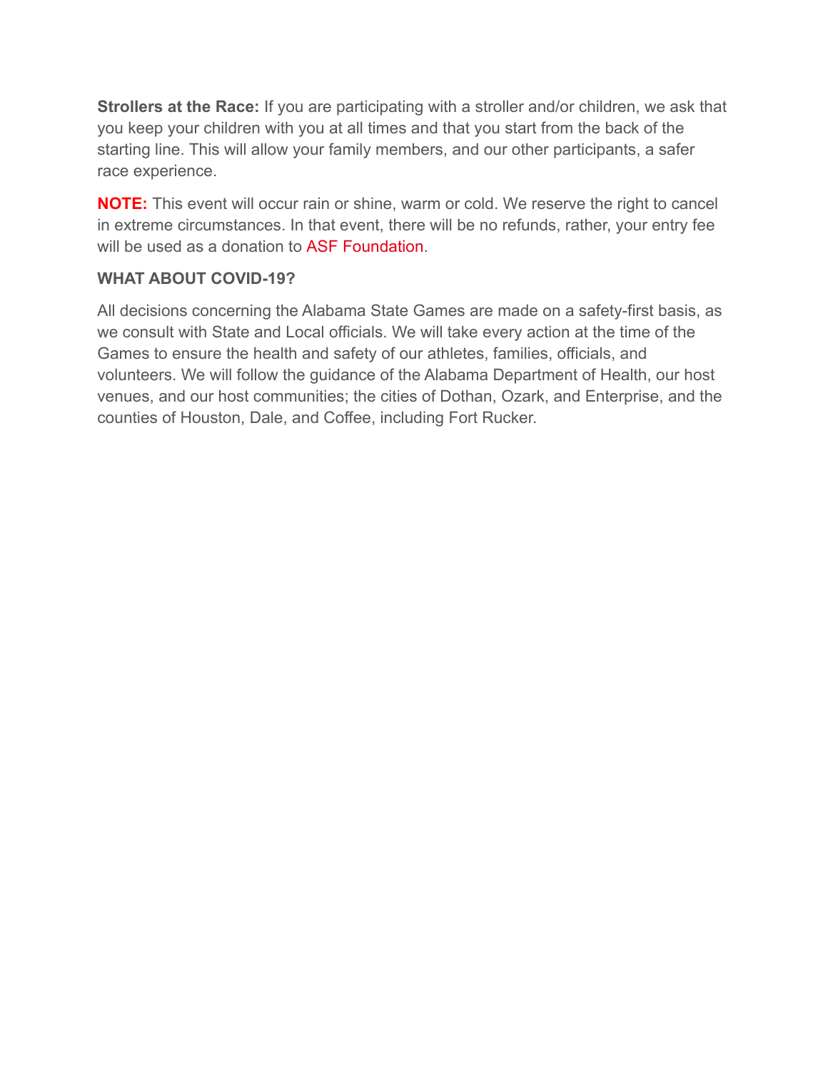**Strollers at the Race:** If you are participating with a stroller and/or children, we ask that you keep your children with you at all times and that you start from the back of the starting line. This will allow your family members, and our other participants, a safer race experience.

**NOTE:** This event will occur rain or shine, warm or cold. We reserve the right to cancel in extreme circumstances. In that event, there will be no refunds, rather, your entry fee will be used as a donation to ASF Foundation.

**WHAT ABOUT COVID-19?**

All decisions concerning the Alabama State Games are made on a safety-first basis, as we consult with State and Local officials. We will take every action at the time of the Games to ensure the health and safety of our athletes, families, officials, and volunteers. We will follow the guidance of the Alabama Department of Health, our host venues, and our host communities; the cities of Dothan, Ozark, and Enterprise, and the counties of Houston, Dale, and Coffee, including Fort Rucker.